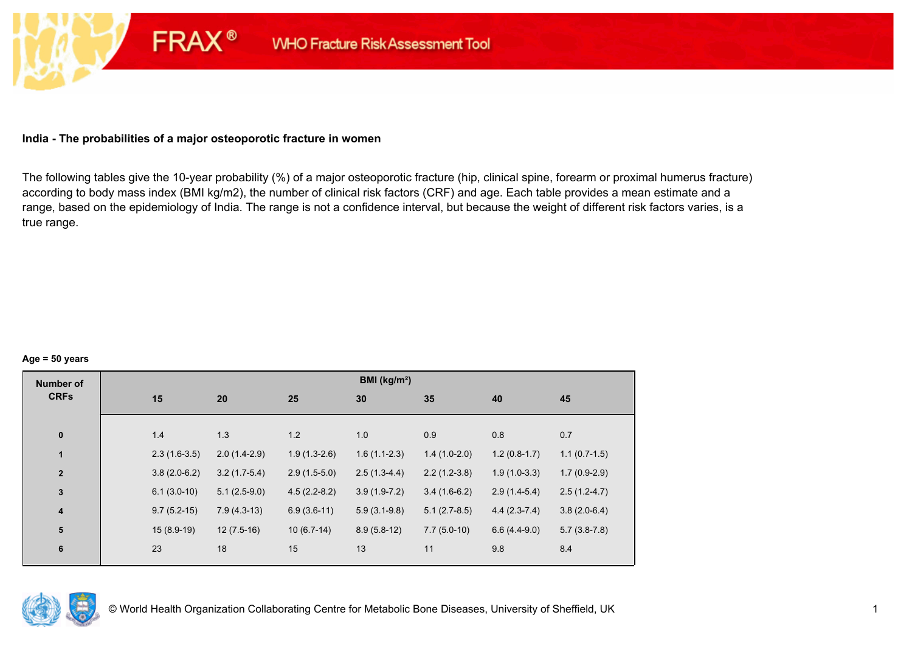FRAX® WHO Fracture Risk Assessment Tool

## India - The probabilities of a major osteoporotic fracture in women

The following tables give the 10-year probability (%) of a major osteoporotic fracture (hip, clinical spine, forearm or proximal humerus fracture) according to body mass index (BMI kg/m2), the number of clinical risk factors (CRF) and age. Each table provides a mean estimate and a range, based on the epidemiology of India. The range is not a confidence interval, but because the weight of different risk factors varies, is a true range.

**Age = 50 years**

| Number of CRFs | BMI (kg/m²) | | | | | | |
|---|---|---|---|---|---|---|---|
| | 15 | 20 | 25 | 30 | 35 | 40 | 45 |
| 0 | 1.4 | 1.3 | 1.2 | 1.0 | 0.9 | 0.8 | 0.7 |
| 1 | 2.3 (1.6-3.5) | 2.0 (1.4-2.9) | 1.9 (1.3-2.6) | 1.6 (1.1-2.3) | 1.4 (1.0-2.0) | 1.2 (0.8-1.7) | 1.1 (0.7-1.5) |
| 2 | 3.8 (2.0-6.2) | 3.2 (1.7-5.4) | 2.9 (1.5-5.0) | 2.5 (1.3-4.4) | 2.2 (1.2-3.8) | 1.9 (1.0-3.3) | 1.7 (0.9-2.9) |
| 3 | 6.1 (3.0-10) | 5.1 (2.5-9.0) | 4.5 (2.2-8.2) | 3.9 (1.9-7.2) | 3.4 (1.6-6.2) | 2.9 (1.4-5.4) | 2.5 (1.2-4.7) |
| 4 | 9.7 (5.2-15) | 7.9 (4.3-13) | 6.9 (3.6-11) | 5.9 (3.1-9.8) | 5.1 (2.7-8.5) | 4.4 (2.3-7.4) | 3.8 (2.0-6.4) |
| 5 | 15 (8.9-19) | 12 (7.5-16) | 10 (6.7-14) | 8.9 (5.8-12) | 7.7 (5.0-10) | 6.6 (4.4-9.0) | 5.7 (3.8-7.8) |
| 6 | 23 | 18 | 15 | 13 | 11 | 9.8 | 8.4 |

© World Health Organization Collaborating Centre for Metabolic Bone Diseases, University of Sheffield, UK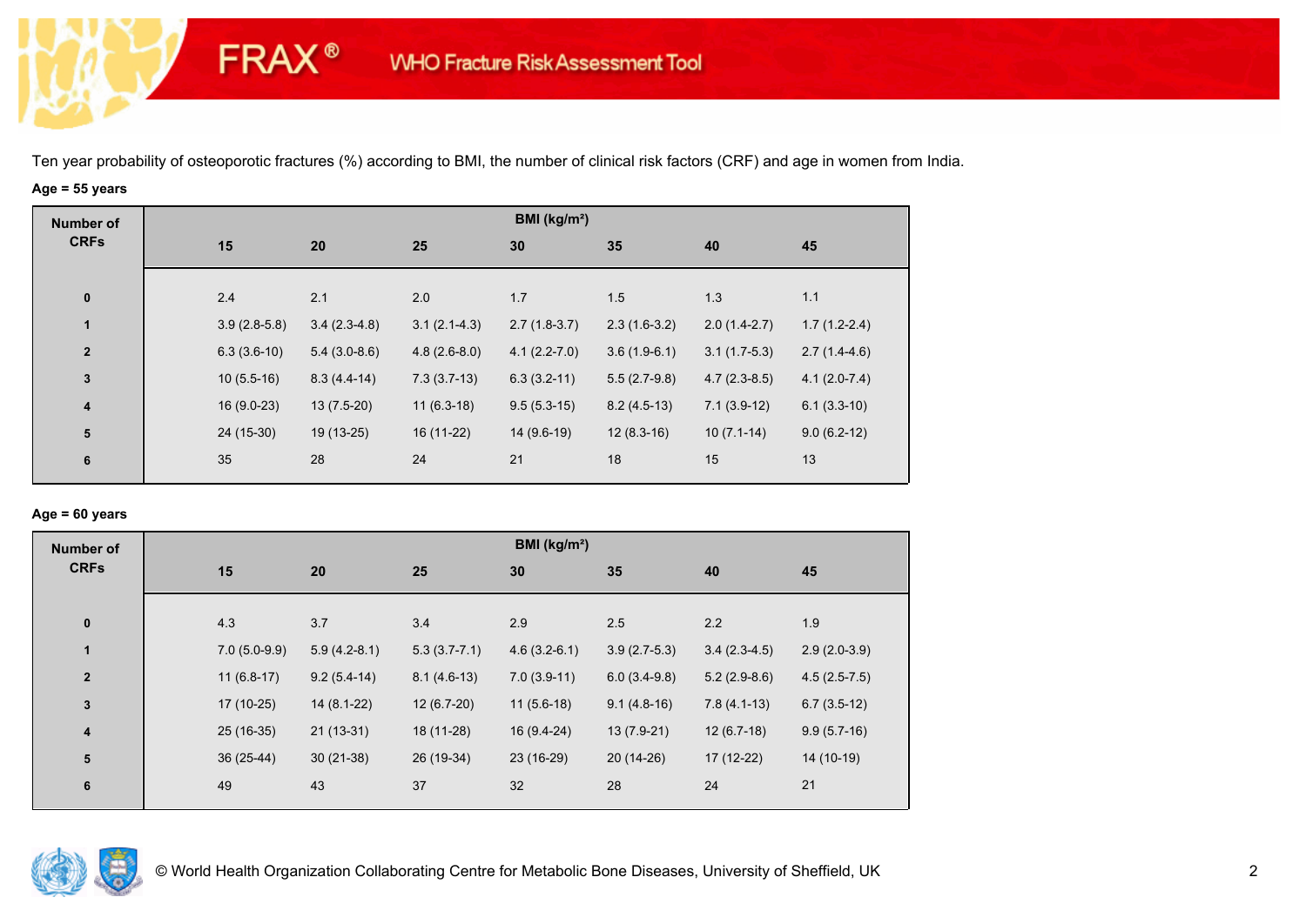Ten year probability of osteoporotic fractures (%) according to BMI, the number of clinical risk factors (CRF) and age in women from India.

**Age = 55 years**

| Number of CRFs | BMI (kg/m²) | | | | | | |
|---|---|---|---|---|---|---|---|
| | 15 | 20 | 25 | 30 | 35 | 40 | 45 |
| 0 | 2.4 | 2.1 | 2.0 | 1.7 | 1.5 | 1.3 | 1.1 |
| 1 | 3.9 (2.8-5.8) | 3.4 (2.3-4.8) | 3.1 (2.1-4.3) | 2.7 (1.8-3.7) | 2.3 (1.6-3.2) | 2.0 (1.4-2.7) | 1.7 (1.2-2.4) |
| 2 | 6.3 (3.6-10) | 5.4 (3.0-8.6) | 4.8 (2.6-8.0) | 4.1 (2.2-7.0) | 3.6 (1.9-6.1) | 3.1 (1.7-5.3) | 2.7 (1.4-4.6) |
| 3 | 10 (5.5-16) | 8.3 (4.4-14) | 7.3 (3.7-13) | 6.3 (3.2-11) | 5.5 (2.7-9.8) | 4.7 (2.3-8.5) | 4.1 (2.0-7.4) |
| 4 | 16 (9.0-23) | 13 (7.5-20) | 11 (6.3-18) | 9.5 (5.3-15) | 8.2 (4.5-13) | 7.1 (3.9-12) | 6.1 (3.3-10) |
| 5 | 24 (15-30) | 19 (13-25) | 16 (11-22) | 14 (9.6-19) | 12 (8.3-16) | 10 (7.1-14) | 9.0 (6.2-12) |
| 6 | 35 | 28 | 24 | 21 | 18 | 15 | 13 |

**Age = 60 years**

| Number of CRFs | BMI (kg/m²) | | | | | | |
|---|---|---|---|---|---|---|---|
| | 15 | 20 | 25 | 30 | 35 | 40 | 45 |
| 0 | 4.3 | 3.7 | 3.4 | 2.9 | 2.5 | 2.2 | 1.9 |
| 1 | 7.0 (5.0-9.9) | 5.9 (4.2-8.1) | 5.3 (3.7-7.1) | 4.6 (3.2-6.1) | 3.9 (2.7-5.3) | 3.4 (2.3-4.5) | 2.9 (2.0-3.9) |
| 2 | 11 (6.8-17) | 9.2 (5.4-14) | 8.1 (4.6-13) | 7.0 (3.9-11) | 6.0 (3.4-9.8) | 5.2 (2.9-8.6) | 4.5 (2.5-7.5) |
| 3 | 17 (10-25) | 14 (8.1-22) | 12 (6.7-20) | 11 (5.6-18) | 9.1 (4.8-16) | 7.8 (4.1-13) | 6.7 (3.5-12) |
| 4 | 25 (16-35) | 21 (13-31) | 18 (11-28) | 16 (9.4-24) | 13 (7.9-21) | 12 (6.7-18) | 9.9 (5.7-16) |
| 5 | 36 (25-44) | 30 (21-38) | 26 (19-34) | 23 (16-29) | 20 (14-26) | 17 (12-22) | 14 (10-19) |
| 6 | 49 | 43 | 37 | 32 | 28 | 24 | 21 |

© World Health Organization Collaborating Centre for Metabolic Bone Diseases, University of Sheffield, UK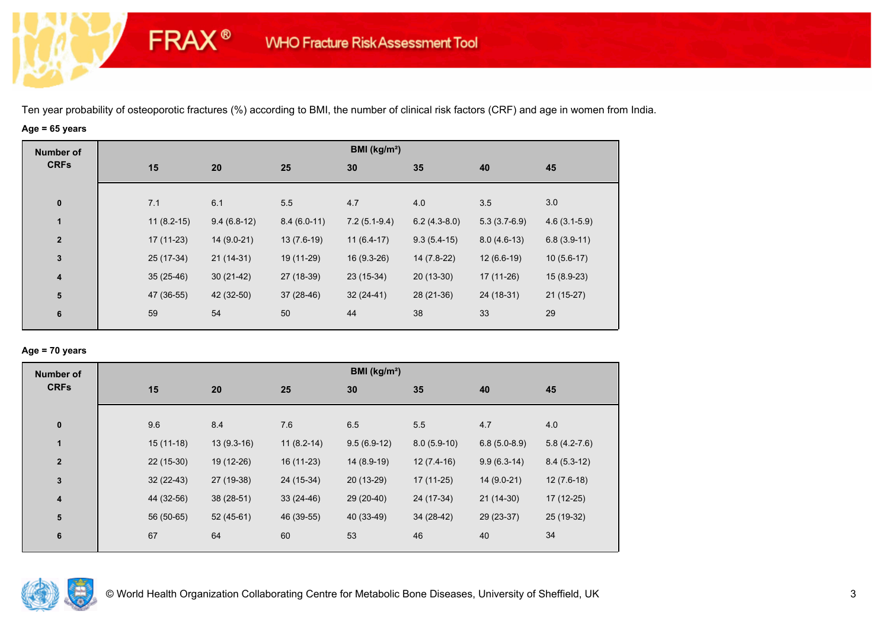FRAX® WHO Fracture Risk Assessment Tool

Ten year probability of osteoporotic fractures (%) according to BMI, the number of clinical risk factors (CRF) and age in women from India.

**Age = 65 years**

| Number of CRFs | BMI (kg/m²) | | | | | | |
|---|---|---|---|---|---|---|---|
| | 15 | 20 | 25 | 30 | 35 | 40 | 45 |
| 0 | 7.1 | 6.1 | 5.5 | 4.7 | 4.0 | 3.5 | 3.0 |
| 1 | 11 (8.2-15) | 9.4 (6.8-12) | 8.4 (6.0-11) | 7.2 (5.1-9.4) | 6.2 (4.3-8.0) | 5.3 (3.7-6.9) | 4.6 (3.1-5.9) |
| 2 | 17 (11-23) | 14 (9.0-21) | 13 (7.6-19) | 11 (6.4-17) | 9.3 (5.4-15) | 8.0 (4.6-13) | 6.8 (3.9-11) |
| 3 | 25 (17-34) | 21 (14-31) | 19 (11-29) | 16 (9.3-26) | 14 (7.8-22) | 12 (6.6-19) | 10 (5.6-17) |
| 4 | 35 (25-46) | 30 (21-42) | 27 (18-39) | 23 (15-34) | 20 (13-30) | 17 (11-26) | 15 (8.9-23) |
| 5 | 47 (36-55) | 42 (32-50) | 37 (28-46) | 32 (24-41) | 28 (21-36) | 24 (18-31) | 21 (15-27) |
| 6 | 59 | 54 | 50 | 44 | 38 | 33 | 29 |

**Age = 70 years**

| Number of CRFs | BMI (kg/m²) | | | | | | |
|---|---|---|---|---|---|---|---|
| | 15 | 20 | 25 | 30 | 35 | 40 | 45 |
| 0 | 9.6 | 8.4 | 7.6 | 6.5 | 5.5 | 4.7 | 4.0 |
| 1 | 15 (11-18) | 13 (9.3-16) | 11 (8.2-14) | 9.5 (6.9-12) | 8.0 (5.9-10) | 6.8 (5.0-8.9) | 5.8 (4.2-7.6) |
| 2 | 22 (15-30) | 19 (12-26) | 16 (11-23) | 14 (8.9-19) | 12 (7.4-16) | 9.9 (6.3-14) | 8.4 (5.3-12) |
| 3 | 32 (22-43) | 27 (19-38) | 24 (15-34) | 20 (13-29) | 17 (11-25) | 14 (9.0-21) | 12 (7.6-18) |
| 4 | 44 (32-56) | 38 (28-51) | 33 (24-46) | 29 (20-40) | 24 (17-34) | 21 (14-30) | 17 (12-25) |
| 5 | 56 (50-65) | 52 (45-61) | 46 (39-55) | 40 (33-49) | 34 (28-42) | 29 (23-37) | 25 (19-32) |
| 6 | 67 | 64 | 60 | 53 | 46 | 40 | 34 |

© World Health Organization Collaborating Centre for Metabolic Bone Diseases, University of Sheffield, UK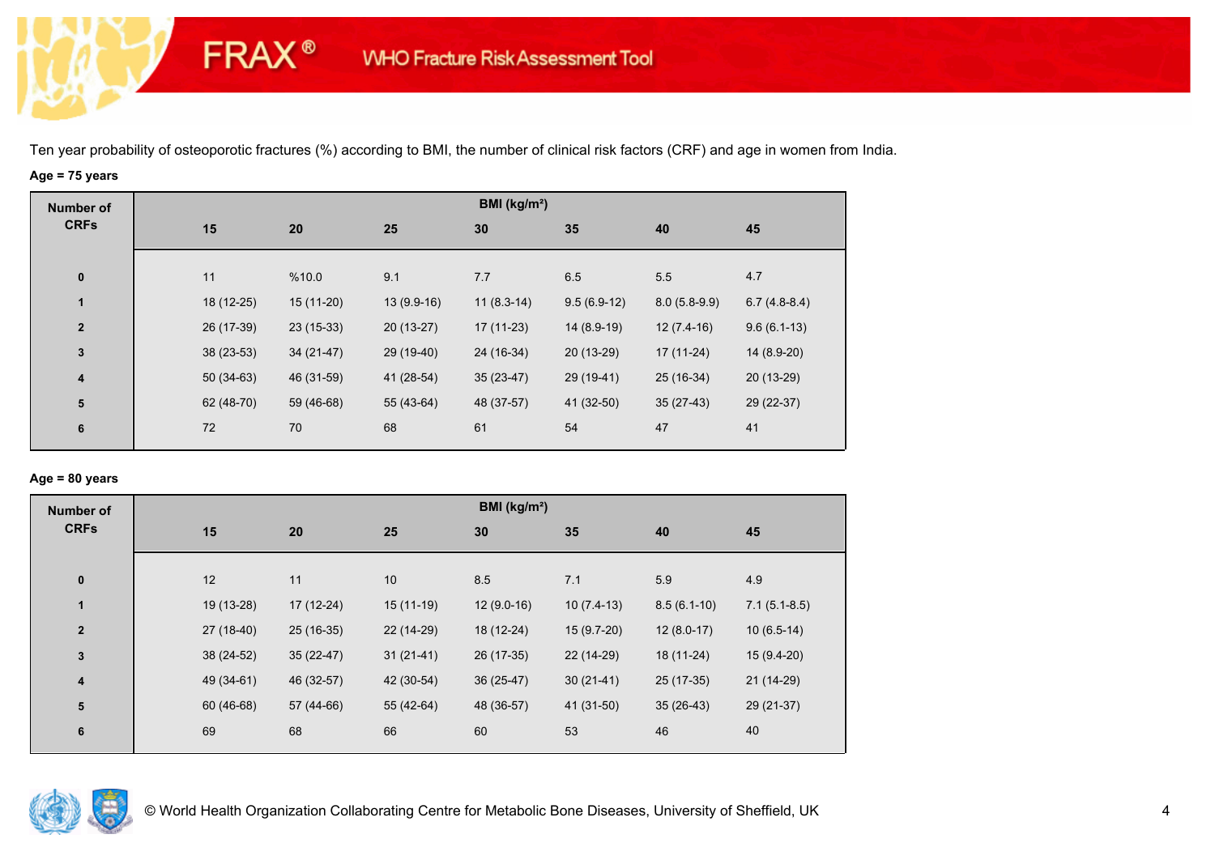FRAX® WHO Fracture Risk Assessment Tool

Ten year probability of osteoporotic fractures (%) according to BMI, the number of clinical risk factors (CRF) and age in women from India.

**Age = 75 years**

| Number of CRFs | BMI (kg/m²) | | | | | | |
|---|---|---|---|---|---|---|---|
| | 15 | 20 | 25 | 30 | 35 | 40 | 45 |
| 0 | 11 | %10.0 | 9.1 | 7.7 | 6.5 | 5.5 | 4.7 |
| 1 | 18 (12-25) | 15 (11-20) | 13 (9.9-16) | 11 (8.3-14) | 9.5 (6.9-12) | 8.0 (5.8-9.9) | 6.7 (4.8-8.4) |
| 2 | 26 (17-39) | 23 (15-33) | 20 (13-27) | 17 (11-23) | 14 (8.9-19) | 12 (7.4-16) | 9.6 (6.1-13) |
| 3 | 38 (23-53) | 34 (21-47) | 29 (19-40) | 24 (16-34) | 20 (13-29) | 17 (11-24) | 14 (8.9-20) |
| 4 | 50 (34-63) | 46 (31-59) | 41 (28-54) | 35 (23-47) | 29 (19-41) | 25 (16-34) | 20 (13-29) |
| 5 | 62 (48-70) | 59 (46-68) | 55 (43-64) | 48 (37-57) | 41 (32-50) | 35 (27-43) | 29 (22-37) |
| 6 | 72 | 70 | 68 | 61 | 54 | 47 | 41 |

**Age = 80 years**

| Number of CRFs | BMI (kg/m²) | | | | | | |
|---|---|---|---|---|---|---|---|
| | 15 | 20 | 25 | 30 | 35 | 40 | 45 |
| 0 | 12 | 11 | 10 | 8.5 | 7.1 | 5.9 | 4.9 |
| 1 | 19 (13-28) | 17 (12-24) | 15 (11-19) | 12 (9.0-16) | 10 (7.4-13) | 8.5 (6.1-10) | 7.1 (5.1-8.5) |
| 2 | 27 (18-40) | 25 (16-35) | 22 (14-29) | 18 (12-24) | 15 (9.7-20) | 12 (8.0-17) | 10 (6.5-14) |
| 3 | 38 (24-52) | 35 (22-47) | 31 (21-41) | 26 (17-35) | 22 (14-29) | 18 (11-24) | 15 (9.4-20) |
| 4 | 49 (34-61) | 46 (32-57) | 42 (30-54) | 36 (25-47) | 30 (21-41) | 25 (17-35) | 21 (14-29) |
| 5 | 60 (46-68) | 57 (44-66) | 55 (42-64) | 48 (36-57) | 41 (31-50) | 35 (26-43) | 29 (21-37) |
| 6 | 69 | 68 | 66 | 60 | 53 | 46 | 40 |

© World Health Organization Collaborating Centre for Metabolic Bone Diseases, University of Sheffield, UK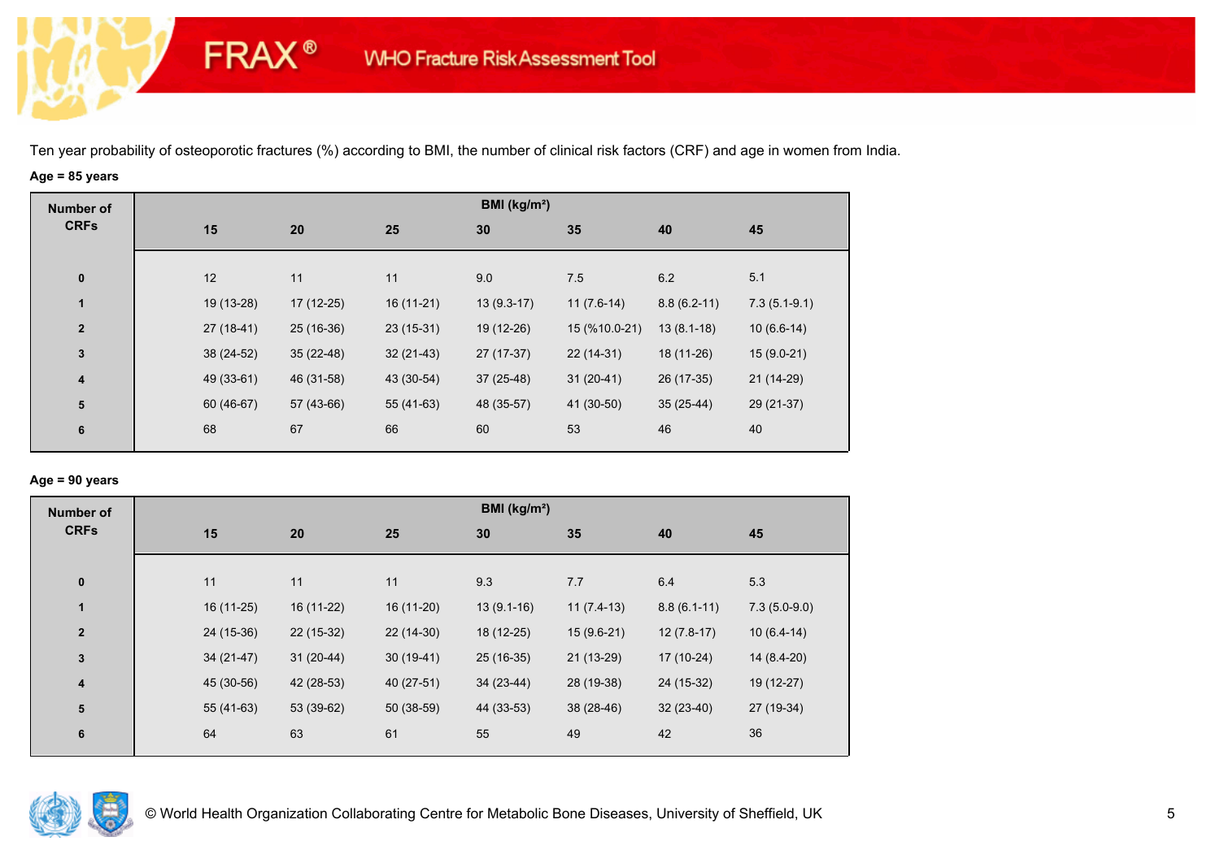FRAX® WHO Fracture Risk Assessment Tool

Ten year probability of osteoporotic fractures (%) according to BMI, the number of clinical risk factors (CRF) and age in women from India.

**Age = 85 years**

| Number of CRFs | BMI (kg/m²) | | | | | | |
|---|---|---|---|---|---|---|---|
| | 15 | 20 | 25 | 30 | 35 | 40 | 45 |
| 0 | 12 | 11 | 11 | 9.0 | 7.5 | 6.2 | 5.1 |
| 1 | 19 (13-28) | 17 (12-25) | 16 (11-21) | 13 (9.3-17) | 11 (7.6-14) | 8.8 (6.2-11) | 7.3 (5.1-9.1) |
| 2 | 27 (18-41) | 25 (16-36) | 23 (15-31) | 19 (12-26) | 15 (%10.0-21) | 13 (8.1-18) | 10 (6.6-14) |
| 3 | 38 (24-52) | 35 (22-48) | 32 (21-43) | 27 (17-37) | 22 (14-31) | 18 (11-26) | 15 (9.0-21) |
| 4 | 49 (33-61) | 46 (31-58) | 43 (30-54) | 37 (25-48) | 31 (20-41) | 26 (17-35) | 21 (14-29) |
| 5 | 60 (46-67) | 57 (43-66) | 55 (41-63) | 48 (35-57) | 41 (30-50) | 35 (25-44) | 29 (21-37) |
| 6 | 68 | 67 | 66 | 60 | 53 | 46 | 40 |

**Age = 90 years**

| Number of CRFs | BMI (kg/m²) | | | | | | |
|---|---|---|---|---|---|---|---|
| | 15 | 20 | 25 | 30 | 35 | 40 | 45 |
| 0 | 11 | 11 | 11 | 9.3 | 7.7 | 6.4 | 5.3 |
| 1 | 16 (11-25) | 16 (11-22) | 16 (11-20) | 13 (9.1-16) | 11 (7.4-13) | 8.8 (6.1-11) | 7.3 (5.0-9.0) |
| 2 | 24 (15-36) | 22 (15-32) | 22 (14-30) | 18 (12-25) | 15 (9.6-21) | 12 (7.8-17) | 10 (6.4-14) |
| 3 | 34 (21-47) | 31 (20-44) | 30 (19-41) | 25 (16-35) | 21 (13-29) | 17 (10-24) | 14 (8.4-20) |
| 4 | 45 (30-56) | 42 (28-53) | 40 (27-51) | 34 (23-44) | 28 (19-38) | 24 (15-32) | 19 (12-27) |
| 5 | 55 (41-63) | 53 (39-62) | 50 (38-59) | 44 (33-53) | 38 (28-46) | 32 (23-40) | 27 (19-34) |
| 6 | 64 | 63 | 61 | 55 | 49 | 42 | 36 |

© World Health Organization Collaborating Centre for Metabolic Bone Diseases, University of Sheffield, UK